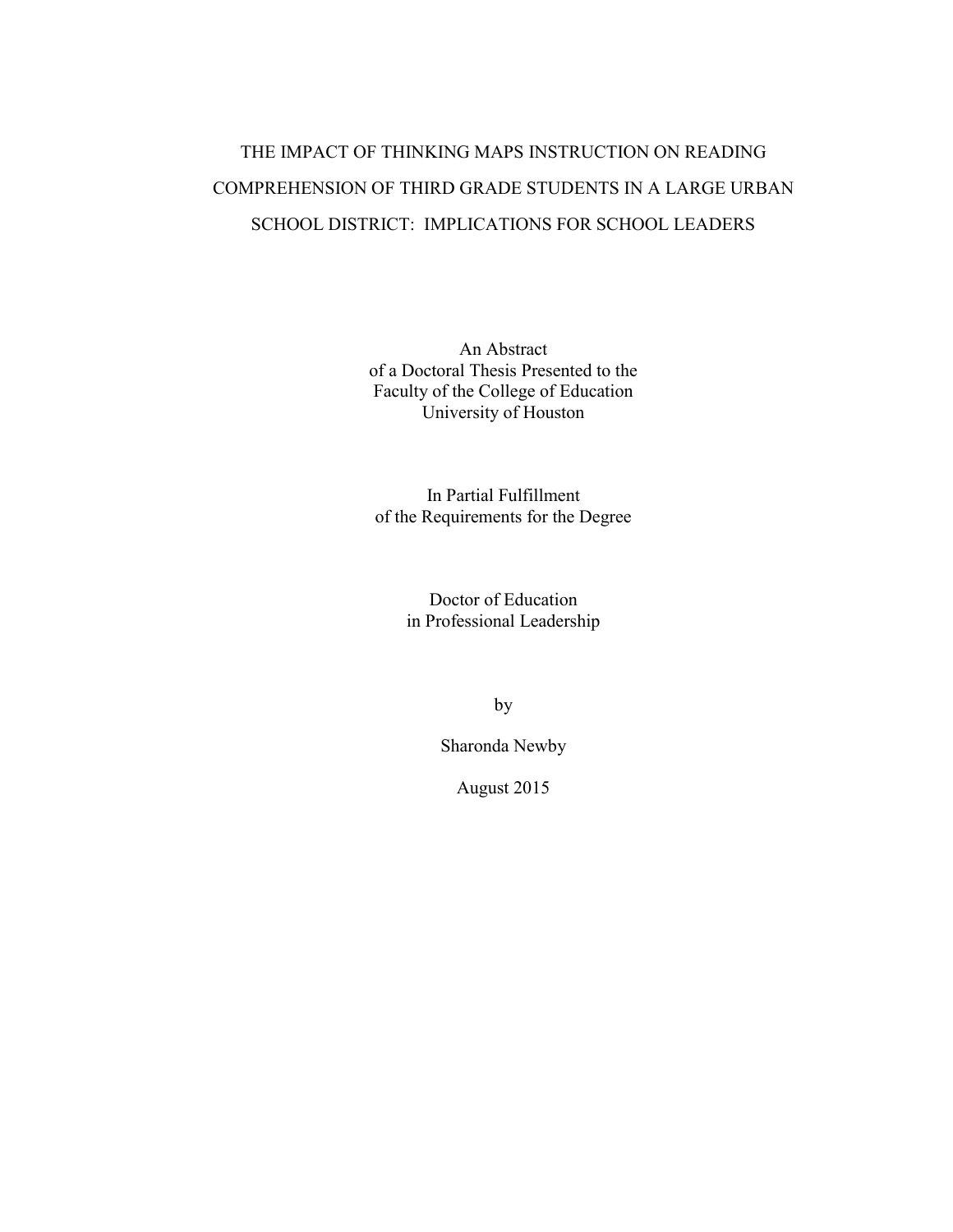# THE IMPACT OF THINKING MAPS INSTRUCTION ON READING COMPREHENSION OF THIRD GRADE STUDENTS IN A LARGE URBAN SCHOOL DISTRICT: IMPLICATIONS FOR SCHOOL LEADERS

An Abstract
of a Doctoral Thesis Presented to the
Faculty of the College of Education
University of Houston

In Partial Fulfillment
of the Requirements for the Degree

Doctor of Education
in Professional Leadership

by

Sharonda Newby

August 2015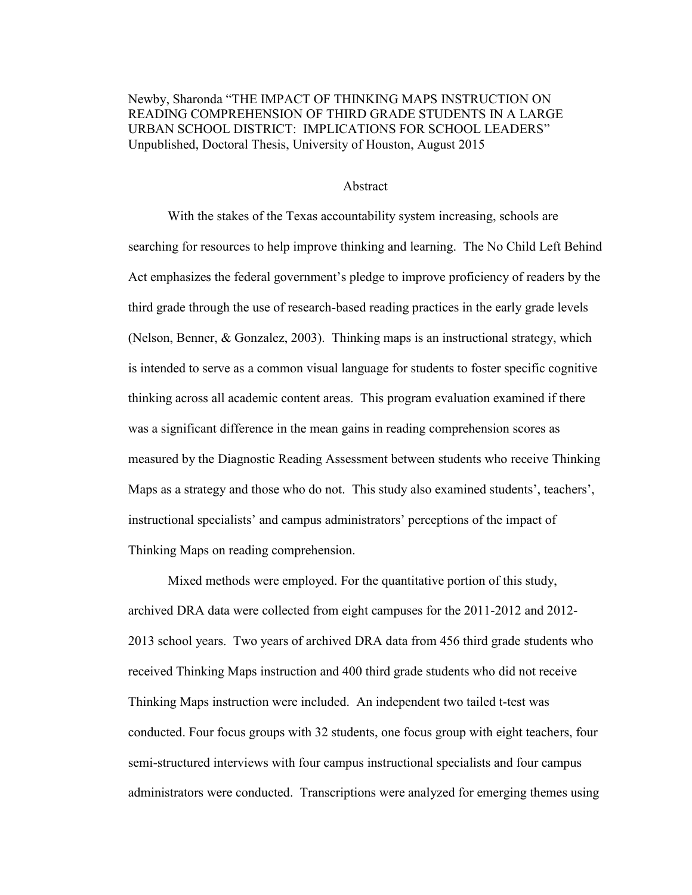Newby, Sharonda "THE IMPACT OF THINKING MAPS INSTRUCTION ON READING COMPREHENSION OF THIRD GRADE STUDENTS IN A LARGE URBAN SCHOOL DISTRICT: IMPLICATIONS FOR SCHOOL LEADERS" Unpublished, Doctoral Thesis, University of Houston, August 2015

## Abstract

With the stakes of the Texas accountability system increasing, schools are searching for resources to help improve thinking and learning. The No Child Left Behind Act emphasizes the federal government's pledge to improve proficiency of readers by the third grade through the use of research-based reading practices in the early grade levels (Nelson, Benner, & Gonzalez, 2003). Thinking maps is an instructional strategy, which is intended to serve as a common visual language for students to foster specific cognitive thinking across all academic content areas. This program evaluation examined if there was a significant difference in the mean gains in reading comprehension scores as measured by the Diagnostic Reading Assessment between students who receive Thinking Maps as a strategy and those who do not. This study also examined students', teachers', instructional specialists' and campus administrators' perceptions of the impact of Thinking Maps on reading comprehension.

Mixed methods were employed. For the quantitative portion of this study, archived DRA data were collected from eight campuses for the 2011-2012 and 2012-2013 school years. Two years of archived DRA data from 456 third grade students who received Thinking Maps instruction and 400 third grade students who did not receive Thinking Maps instruction were included. An independent two tailed t-test was conducted. Four focus groups with 32 students, one focus group with eight teachers, four semi-structured interviews with four campus instructional specialists and four campus administrators were conducted. Transcriptions were analyzed for emerging themes using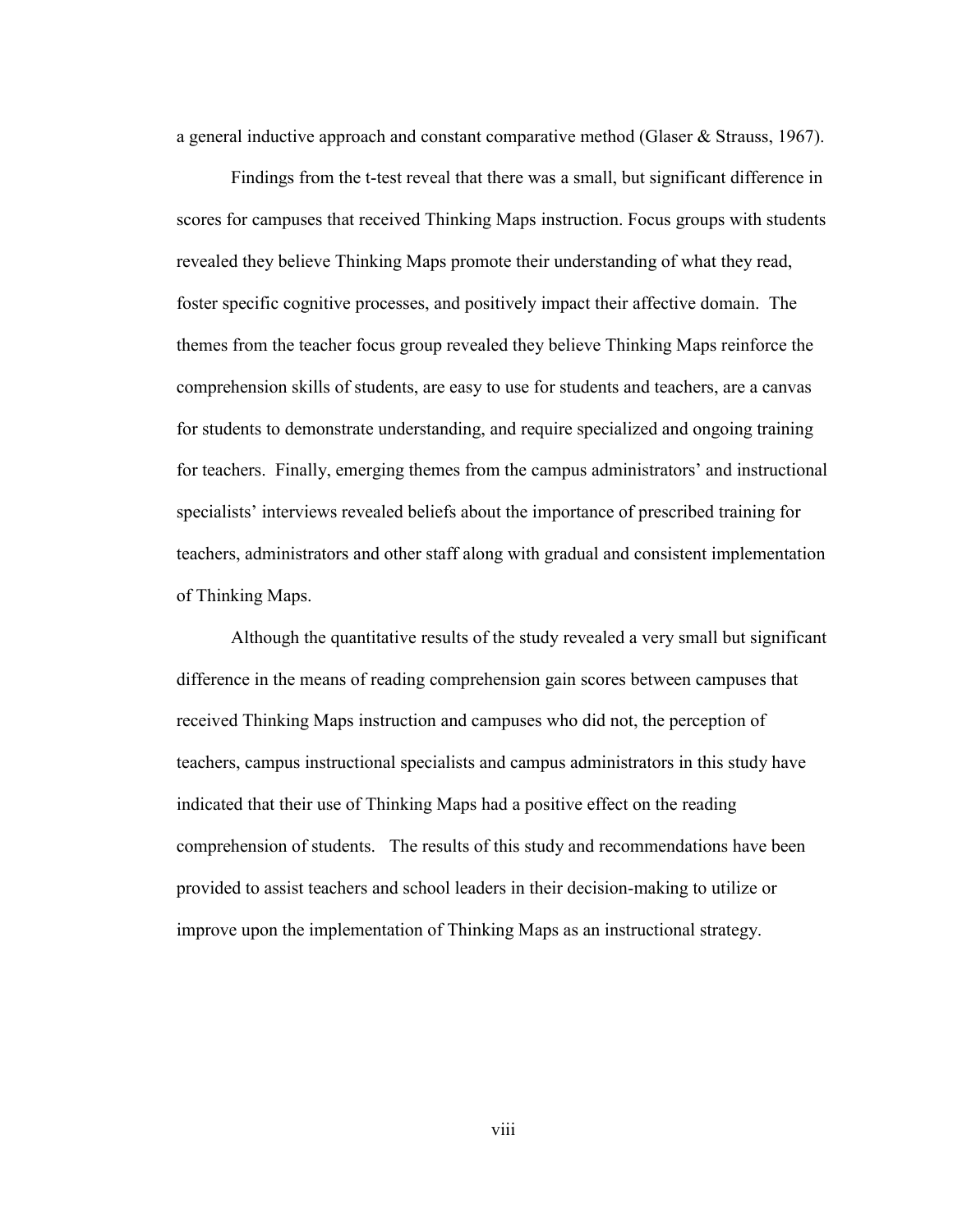a general inductive approach and constant comparative method (Glaser & Strauss, 1967).

Findings from the t-test reveal that there was a small, but significant difference in scores for campuses that received Thinking Maps instruction. Focus groups with students revealed they believe Thinking Maps promote their understanding of what they read, foster specific cognitive processes, and positively impact their affective domain. The themes from the teacher focus group revealed they believe Thinking Maps reinforce the comprehension skills of students, are easy to use for students and teachers, are a canvas for students to demonstrate understanding, and require specialized and ongoing training for teachers. Finally, emerging themes from the campus administrators' and instructional specialists' interviews revealed beliefs about the importance of prescribed training for teachers, administrators and other staff along with gradual and consistent implementation of Thinking Maps.

Although the quantitative results of the study revealed a very small but significant difference in the means of reading comprehension gain scores between campuses that received Thinking Maps instruction and campuses who did not, the perception of teachers, campus instructional specialists and campus administrators in this study have indicated that their use of Thinking Maps had a positive effect on the reading comprehension of students. The results of this study and recommendations have been provided to assist teachers and school leaders in their decision-making to utilize or improve upon the implementation of Thinking Maps as an instructional strategy.